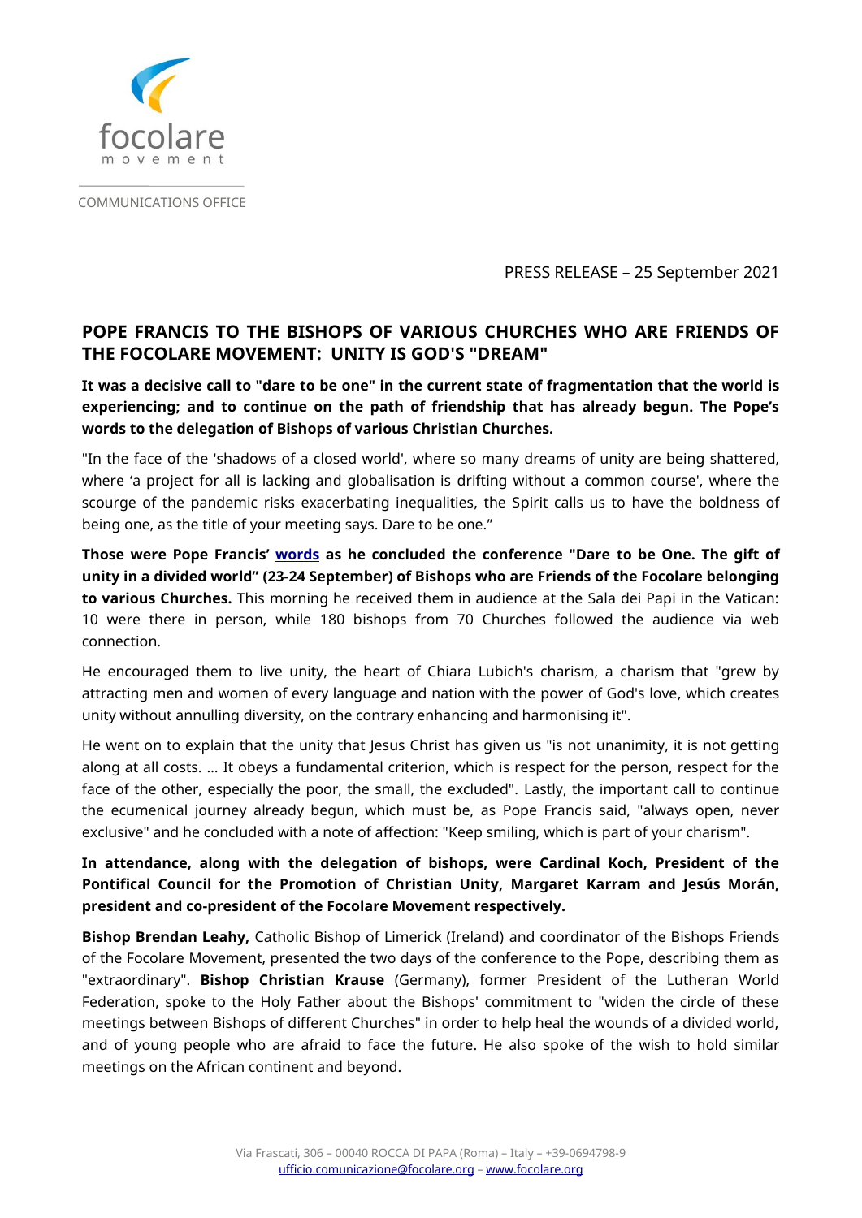focolare movement

COMMUNICATIONS OFFICE

PRESS RELEASE – 25 September 2021

# POPE FRANCIS TO THE BISHOPS OF VARIOUS CHURCHES WHO ARE FRIENDS OF THE FOCOLARE MOVEMENT: UNITY IS GOD'S "DREAM"

**It was a decisive call to "dare to be one" in the current state of fragmentation that the world is experiencing; and to continue on the path of friendship that has already begun. The Pope's words to the delegation of Bishops of various Christian Churches.**

"In the face of the 'shadows of a closed world', where so many dreams of unity are being shattered, where 'a project for all is lacking and globalisation is drifting without a common course', where the scourge of the pandemic risks exacerbating inequalities, the Spirit calls us to have the boldness of being one, as the title of your meeting says. Dare to be one."

**Those were Pope Francis' words as he concluded the conference "Dare to be One. The gift of unity in a divided world" (23-24 September) of Bishops who are Friends of the Focolare belonging to various Churches.** This morning he received them in audience at the Sala dei Papi in the Vatican: 10 were there in person, while 180 bishops from 70 Churches followed the audience via web connection.

He encouraged them to live unity, the heart of Chiara Lubich's charism, a charism that "grew by attracting men and women of every language and nation with the power of God's love, which creates unity without annulling diversity, on the contrary enhancing and harmonising it".

He went on to explain that the unity that Jesus Christ has given us "is not unanimity, it is not getting along at all costs. … It obeys a fundamental criterion, which is respect for the person, respect for the face of the other, especially the poor, the small, the excluded". Lastly, the important call to continue the ecumenical journey already begun, which must be, as Pope Francis said, "always open, never exclusive" and he concluded with a note of affection: "Keep smiling, which is part of your charism".

**In attendance, along with the delegation of bishops, were Cardinal Koch, President of the Pontifical Council for the Promotion of Christian Unity, Margaret Karram and Jesús Morán, president and co-president of the Focolare Movement respectively.**

**Bishop Brendan Leahy,** Catholic Bishop of Limerick (Ireland) and coordinator of the Bishops Friends of the Focolare Movement, presented the two days of the conference to the Pope, describing them as "extraordinary". **Bishop Christian Krause** (Germany), former President of the Lutheran World Federation, spoke to the Holy Father about the Bishops' commitment to "widen the circle of these meetings between Bishops of different Churches" in order to help heal the wounds of a divided world, and of young people who are afraid to face the future. He also spoke of the wish to hold similar meetings on the African continent and beyond.

Via Frascati, 306 – 00040 ROCCA DI PAPA (Roma) – Italy – +39-0694798-9
ufficio.comunicazione@focolare.org – www.focolare.org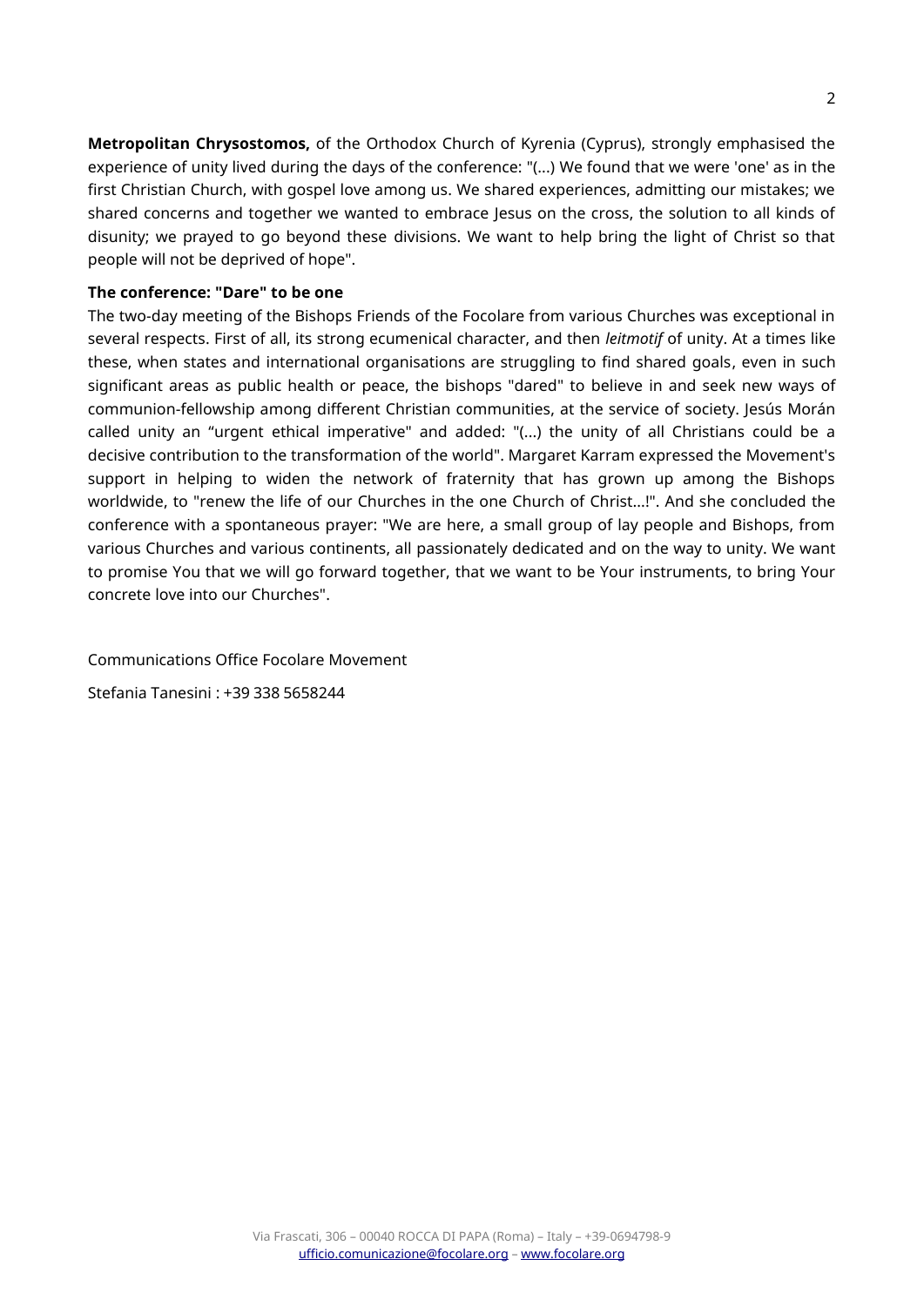**Metropolitan Chrysostomos,** of the Orthodox Church of Kyrenia (Cyprus), strongly emphasised the experience of unity lived during the days of the conference: "(...) We found that we were 'one' as in the first Christian Church, with gospel love among us. We shared experiences, admitting our mistakes; we shared concerns and together we wanted to embrace Jesus on the cross, the solution to all kinds of disunity; we prayed to go beyond these divisions. We want to help bring the light of Christ so that people will not be deprived of hope".

**The conference: "Dare" to be one**

The two-day meeting of the Bishops Friends of the Focolare from various Churches was exceptional in several respects. First of all, its strong ecumenical character, and then *leitmotif* of unity. At a times like these, when states and international organisations are struggling to find shared goals, even in such significant areas as public health or peace, the bishops "dared" to believe in and seek new ways of communion-fellowship among different Christian communities, at the service of society. Jesús Morán called unity an "urgent ethical imperative" and added: "(...) the unity of all Christians could be a decisive contribution to the transformation of the world". Margaret Karram expressed the Movement's support in helping to widen the network of fraternity that has grown up among the Bishops worldwide, to "renew the life of our Churches in the one Church of Christ...!". And she concluded the conference with a spontaneous prayer: "We are here, a small group of lay people and Bishops, from various Churches and various continents, all passionately dedicated and on the way to unity. We want to promise You that we will go forward together, that we want to be Your instruments, to bring Your concrete love into our Churches".

Communications Office Focolare Movement

Stefania Tanesini : +39 338 5658244

Via Frascati, 306 – 00040 ROCCA DI PAPA (Roma) – Italy – +39-0694798-9
ufficio.comunicazione@focolare.org – www.focolare.org